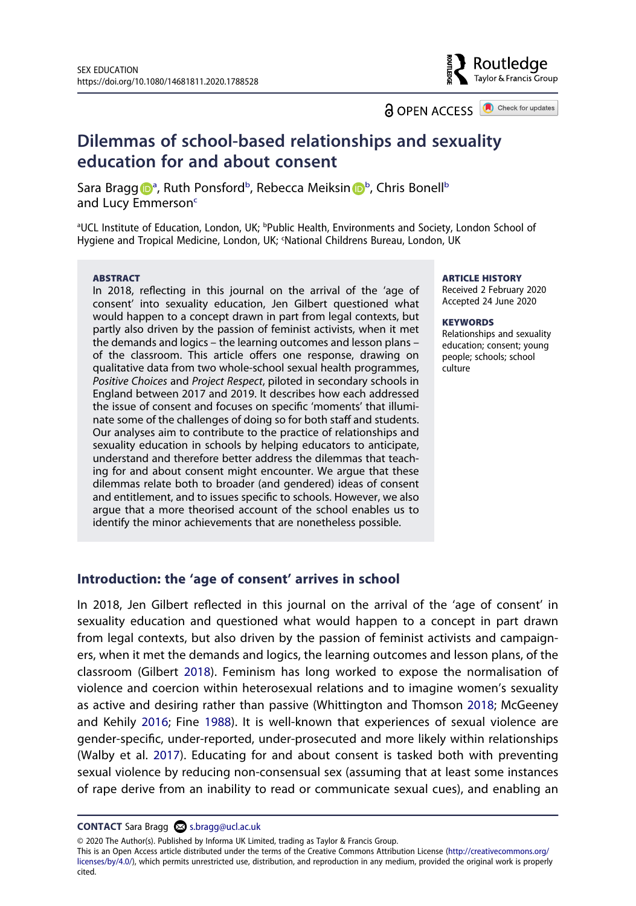SEX EDUCATION
https://doi.org/10.1080/14681811.2020.1788528

OPEN ACCESS

# Dilemmas of school-based relationships and sexuality education for and about consent

Sara Bragg[a], Ruth Ponsford[b], Rebecca Meiksin[b], Chris Bonell[b] and Lucy Emmerson[c]

[a]UCL Institute of Education, London, UK; [b]Public Health, Environments and Society, London School of Hygiene and Tropical Medicine, London, UK; [c]National Childrens Bureau, London, UK

**ABSTRACT**

In 2018, reflecting in this journal on the arrival of the 'age of consent' into sexuality education, Jen Gilbert questioned what would happen to a concept drawn in part from legal contexts, but partly also driven by the passion of feminist activists, when it met the demands and logics – the learning outcomes and lesson plans – of the classroom. This article offers one response, drawing on qualitative data from two whole-school sexual health programmes, *Positive Choices* and *Project Respect*, piloted in secondary schools in England between 2017 and 2019. It describes how each addressed the issue of consent and focuses on specific 'moments' that illuminate some of the challenges of doing so for both staff and students. Our analyses aim to contribute to the practice of relationships and sexuality education in schools by helping educators to anticipate, understand and therefore better address the dilemmas that teaching for and about consent might encounter. We argue that these dilemmas relate both to broader (and gendered) ideas of consent and entitlement, and to issues specific to schools. However, we also argue that a more theorised account of the school enables us to identify the minor achievements that are nonetheless possible.

**ARTICLE HISTORY**
Received 2 February 2020
Accepted 24 June 2020

**KEYWORDS**
Relationships and sexuality education; consent; young people; schools; school culture

## Introduction: the 'age of consent' arrives in school

In 2018, Jen Gilbert reflected in this journal on the arrival of the 'age of consent' in sexuality education and questioned what would happen to a concept in part drawn from legal contexts, but also driven by the passion of feminist activists and campaigners, when it met the demands and logics, the learning outcomes and lesson plans, of the classroom (Gilbert 2018). Feminism has long worked to expose the normalisation of violence and coercion within heterosexual relations and to imagine women's sexuality as active and desiring rather than passive (Whittington and Thomson 2018; McGeeney and Kehily 2016; Fine 1988). It is well-known that experiences of sexual violence are gender-specific, under-reported, under-prosecuted and more likely within relationships (Walby et al. 2017). Educating for and about consent is tasked both with preventing sexual violence by reducing non-consensual sex (assuming that at least some instances of rape derive from an inability to read or communicate sexual cues), and enabling an

**CONTACT** Sara Bragg s.bragg@ucl.ac.uk

© 2020 The Author(s). Published by Informa UK Limited, trading as Taylor & Francis Group.
This is an Open Access article distributed under the terms of the Creative Commons Attribution License (http://creativecommons.org/licenses/by/4.0/), which permits unrestricted use, distribution, and reproduction in any medium, provided the original work is properly cited.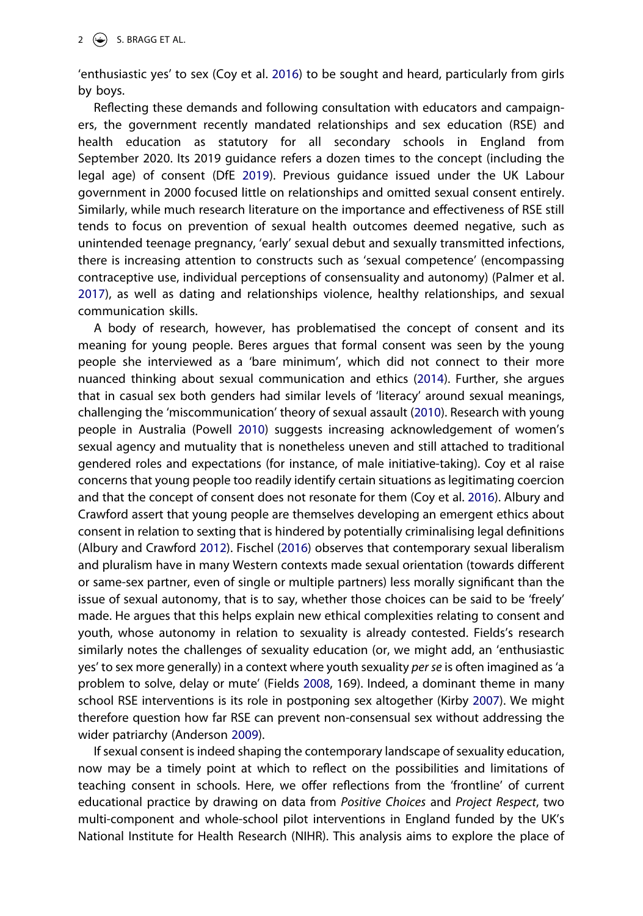'enthusiastic yes' to sex (Coy et al. 2016) to be sought and heard, particularly from girls by boys.

Reflecting these demands and following consultation with educators and campaigners, the government recently mandated relationships and sex education (RSE) and health education as statutory for all secondary schools in England from September 2020. Its 2019 guidance refers a dozen times to the concept (including the legal age) of consent (DfE 2019). Previous guidance issued under the UK Labour government in 2000 focused little on relationships and omitted sexual consent entirely. Similarly, while much research literature on the importance and effectiveness of RSE still tends to focus on prevention of sexual health outcomes deemed negative, such as unintended teenage pregnancy, 'early' sexual debut and sexually transmitted infections, there is increasing attention to constructs such as 'sexual competence' (encompassing contraceptive use, individual perceptions of consensuality and autonomy) (Palmer et al. 2017), as well as dating and relationships violence, healthy relationships, and sexual communication skills.

A body of research, however, has problematised the concept of consent and its meaning for young people. Beres argues that formal consent was seen by the young people she interviewed as a 'bare minimum', which did not connect to their more nuanced thinking about sexual communication and ethics (2014). Further, she argues that in casual sex both genders had similar levels of 'literacy' around sexual meanings, challenging the 'miscommunication' theory of sexual assault (2010). Research with young people in Australia (Powell 2010) suggests increasing acknowledgement of women's sexual agency and mutuality that is nonetheless uneven and still attached to traditional gendered roles and expectations (for instance, of male initiative-taking). Coy et al raise concerns that young people too readily identify certain situations as legitimating coercion and that the concept of consent does not resonate for them (Coy et al. 2016). Albury and Crawford assert that young people are themselves developing an emergent ethics about consent in relation to sexting that is hindered by potentially criminalising legal definitions (Albury and Crawford 2012). Fischel (2016) observes that contemporary sexual liberalism and pluralism have in many Western contexts made sexual orientation (towards different or same-sex partner, even of single or multiple partners) less morally significant than the issue of sexual autonomy, that is to say, whether those choices can be said to be 'freely' made. He argues that this helps explain new ethical complexities relating to consent and youth, whose autonomy in relation to sexuality is already contested. Fields's research similarly notes the challenges of sexuality education (or, we might add, an 'enthusiastic yes' to sex more generally) in a context where youth sexuality *per se* is often imagined as 'a problem to solve, delay or mute' (Fields 2008, 169). Indeed, a dominant theme in many school RSE interventions is its role in postponing sex altogether (Kirby 2007). We might therefore question how far RSE can prevent non-consensual sex without addressing the wider patriarchy (Anderson 2009).

If sexual consent is indeed shaping the contemporary landscape of sexuality education, now may be a timely point at which to reflect on the possibilities and limitations of teaching consent in schools. Here, we offer reflections from the 'frontline' of current educational practice by drawing on data from *Positive Choices* and *Project Respect*, two multi-component and whole-school pilot interventions in England funded by the UK's National Institute for Health Research (NIHR). This analysis aims to explore the place of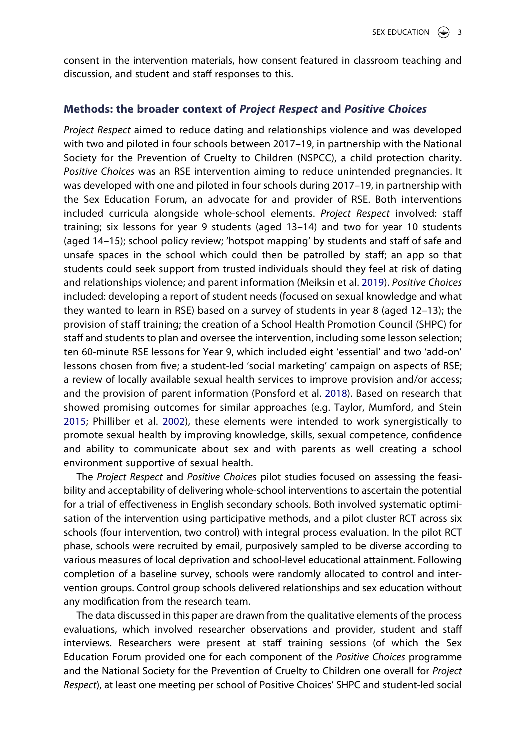consent in the intervention materials, how consent featured in classroom teaching and discussion, and student and staff responses to this.

## Methods: the broader context of *Project Respect* and *Positive Choices*

*Project Respect* aimed to reduce dating and relationships violence and was developed with two and piloted in four schools between 2017–19, in partnership with the National Society for the Prevention of Cruelty to Children (NSPCC), a child protection charity. *Positive Choices* was an RSE intervention aiming to reduce unintended pregnancies. It was developed with one and piloted in four schools during 2017–19, in partnership with the Sex Education Forum, an advocate for and provider of RSE. Both interventions included curricula alongside whole-school elements. *Project Respect* involved: staff training; six lessons for year 9 students (aged 13–14) and two for year 10 students (aged 14–15); school policy review; 'hotspot mapping' by students and staff of safe and unsafe spaces in the school which could then be patrolled by staff; an app so that students could seek support from trusted individuals should they feel at risk of dating and relationships violence; and parent information (Meiksin et al. 2019). *Positive Choices* included: developing a report of student needs (focused on sexual knowledge and what they wanted to learn in RSE) based on a survey of students in year 8 (aged 12–13); the provision of staff training; the creation of a School Health Promotion Council (SHPC) for staff and students to plan and oversee the intervention, including some lesson selection; ten 60-minute RSE lessons for Year 9, which included eight 'essential' and two 'add-on' lessons chosen from five; a student-led 'social marketing' campaign on aspects of RSE; a review of locally available sexual health services to improve provision and/or access; and the provision of parent information (Ponsford et al. 2018). Based on research that showed promising outcomes for similar approaches (e.g. Taylor, Mumford, and Stein 2015; Philliber et al. 2002), these elements were intended to work synergistically to promote sexual health by improving knowledge, skills, sexual competence, confidence and ability to communicate about sex and with parents as well creating a school environment supportive of sexual health.

The *Project Respect* and *Positive Choices* pilot studies focused on assessing the feasibility and acceptability of delivering whole-school interventions to ascertain the potential for a trial of effectiveness in English secondary schools. Both involved systematic optimisation of the intervention using participative methods, and a pilot cluster RCT across six schools (four intervention, two control) with integral process evaluation. In the pilot RCT phase, schools were recruited by email, purposively sampled to be diverse according to various measures of local deprivation and school-level educational attainment. Following completion of a baseline survey, schools were randomly allocated to control and intervention groups. Control group schools delivered relationships and sex education without any modification from the research team.

The data discussed in this paper are drawn from the qualitative elements of the process evaluations, which involved researcher observations and provider, student and staff interviews. Researchers were present at staff training sessions (of which the Sex Education Forum provided one for each component of the *Positive Choices* programme and the National Society for the Prevention of Cruelty to Children one overall for *Project Respect*), at least one meeting per school of Positive Choices' SHPC and student-led social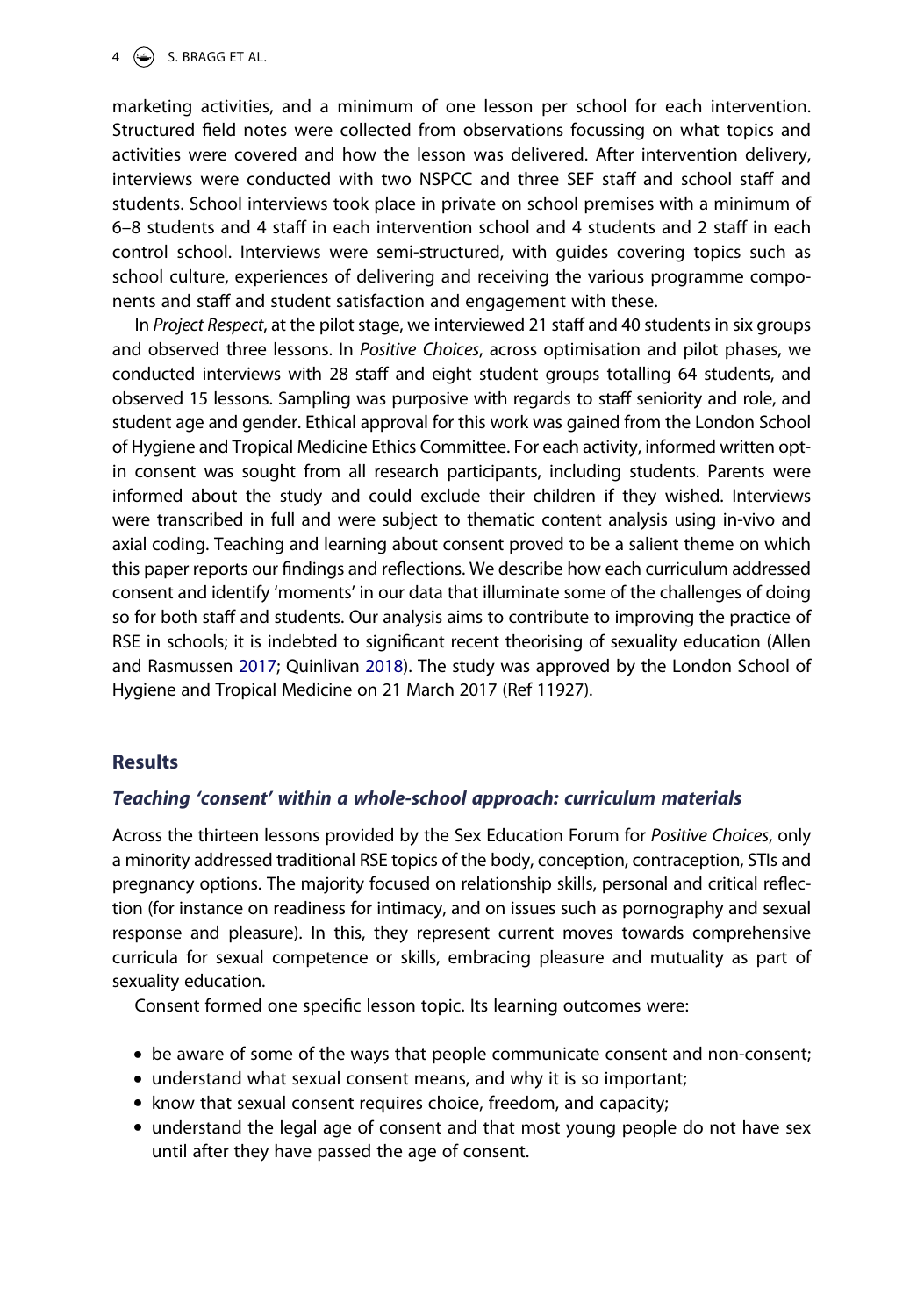marketing activities, and a minimum of one lesson per school for each intervention. Structured field notes were collected from observations focussing on what topics and activities were covered and how the lesson was delivered. After intervention delivery, interviews were conducted with two NSPCC and three SEF staff and school staff and students. School interviews took place in private on school premises with a minimum of 6–8 students and 4 staff in each intervention school and 4 students and 2 staff in each control school. Interviews were semi-structured, with guides covering topics such as school culture, experiences of delivering and receiving the various programme components and staff and student satisfaction and engagement with these.

In *Project Respect*, at the pilot stage, we interviewed 21 staff and 40 students in six groups and observed three lessons. In *Positive Choices*, across optimisation and pilot phases, we conducted interviews with 28 staff and eight student groups totalling 64 students, and observed 15 lessons. Sampling was purposive with regards to staff seniority and role, and student age and gender. Ethical approval for this work was gained from the London School of Hygiene and Tropical Medicine Ethics Committee. For each activity, informed written opt-in consent was sought from all research participants, including students. Parents were informed about the study and could exclude their children if they wished. Interviews were transcribed in full and were subject to thematic content analysis using in-vivo and axial coding. Teaching and learning about consent proved to be a salient theme on which this paper reports our findings and reflections. We describe how each curriculum addressed consent and identify 'moments' in our data that illuminate some of the challenges of doing so for both staff and students. Our analysis aims to contribute to improving the practice of RSE in schools; it is indebted to significant recent theorising of sexuality education (Allen and Rasmussen 2017; Quinlivan 2018). The study was approved by the London School of Hygiene and Tropical Medicine on 21 March 2017 (Ref 11927).

## Results

### *Teaching 'consent' within a whole-school approach: curriculum materials*

Across the thirteen lessons provided by the Sex Education Forum for *Positive Choices*, only a minority addressed traditional RSE topics of the body, conception, contraception, STIs and pregnancy options. The majority focused on relationship skills, personal and critical reflection (for instance on readiness for intimacy, and on issues such as pornography and sexual response and pleasure). In this, they represent current moves towards comprehensive curricula for sexual competence or skills, embracing pleasure and mutuality as part of sexuality education.

Consent formed one specific lesson topic. Its learning outcomes were:

- be aware of some of the ways that people communicate consent and non-consent;
- understand what sexual consent means, and why it is so important;
- know that sexual consent requires choice, freedom, and capacity;
- understand the legal age of consent and that most young people do not have sex until after they have passed the age of consent.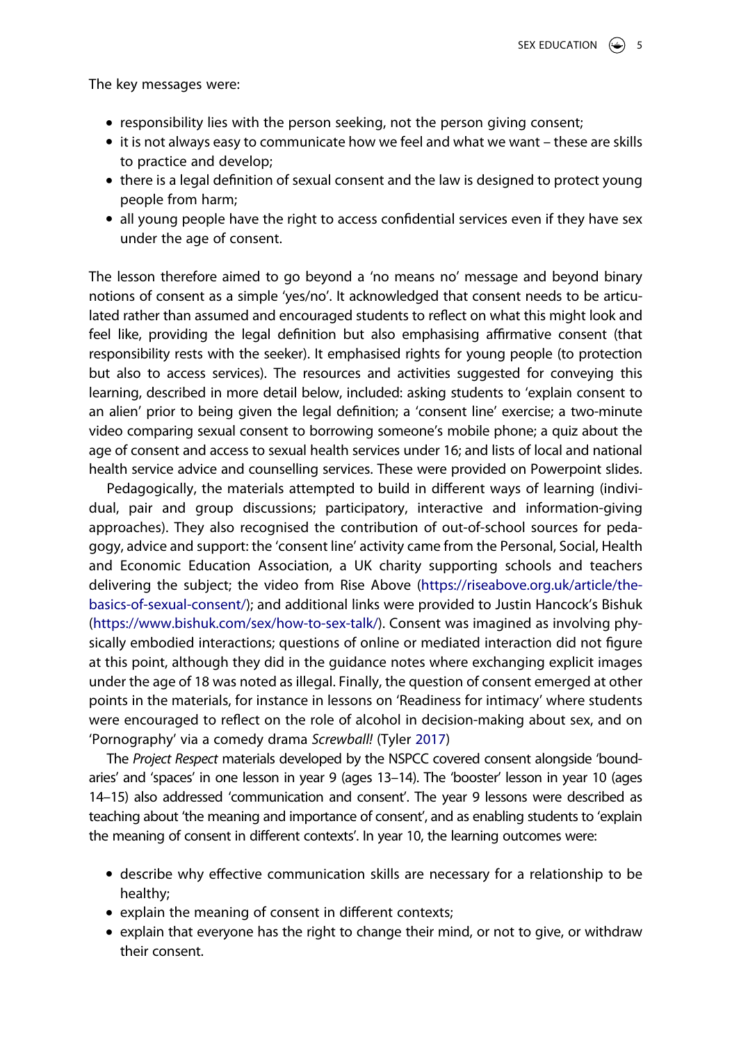The key messages were:

- responsibility lies with the person seeking, not the person giving consent;
- it is not always easy to communicate how we feel and what we want – these are skills to practice and develop;
- there is a legal definition of sexual consent and the law is designed to protect young people from harm;
- all young people have the right to access confidential services even if they have sex under the age of consent.

The lesson therefore aimed to go beyond a 'no means no' message and beyond binary notions of consent as a simple 'yes/no'. It acknowledged that consent needs to be articulated rather than assumed and encouraged students to reflect on what this might look and feel like, providing the legal definition but also emphasising affirmative consent (that responsibility rests with the seeker). It emphasised rights for young people (to protection but also to access services). The resources and activities suggested for conveying this learning, described in more detail below, included: asking students to 'explain consent to an alien' prior to being given the legal definition; a 'consent line' exercise; a two-minute video comparing sexual consent to borrowing someone's mobile phone; a quiz about the age of consent and access to sexual health services under 16; and lists of local and national health service advice and counselling services. These were provided on Powerpoint slides.

Pedagogically, the materials attempted to build in different ways of learning (individual, pair and group discussions; participatory, interactive and information-giving approaches). They also recognised the contribution of out-of-school sources for pedagogy, advice and support: the 'consent line' activity came from the Personal, Social, Health and Economic Education Association, a UK charity supporting schools and teachers delivering the subject; the video from Rise Above (https://riseabove.org.uk/article/the-basics-of-sexual-consent/); and additional links were provided to Justin Hancock's Bishuk (https://www.bishuk.com/sex/how-to-sex-talk/). Consent was imagined as involving physically embodied interactions; questions of online or mediated interaction did not figure at this point, although they did in the guidance notes where exchanging explicit images under the age of 18 was noted as illegal. Finally, the question of consent emerged at other points in the materials, for instance in lessons on 'Readiness for intimacy' where students were encouraged to reflect on the role of alcohol in decision-making about sex, and on 'Pornography' via a comedy drama *Screwball!* (Tyler 2017)

The *Project Respect* materials developed by the NSPCC covered consent alongside 'boundaries' and 'spaces' in one lesson in year 9 (ages 13–14). The 'booster' lesson in year 10 (ages 14–15) also addressed 'communication and consent'. The year 9 lessons were described as teaching about 'the meaning and importance of consent', and as enabling students to 'explain the meaning of consent in different contexts'. In year 10, the learning outcomes were:

- describe why effective communication skills are necessary for a relationship to be healthy;
- explain the meaning of consent in different contexts;
- explain that everyone has the right to change their mind, or not to give, or withdraw their consent.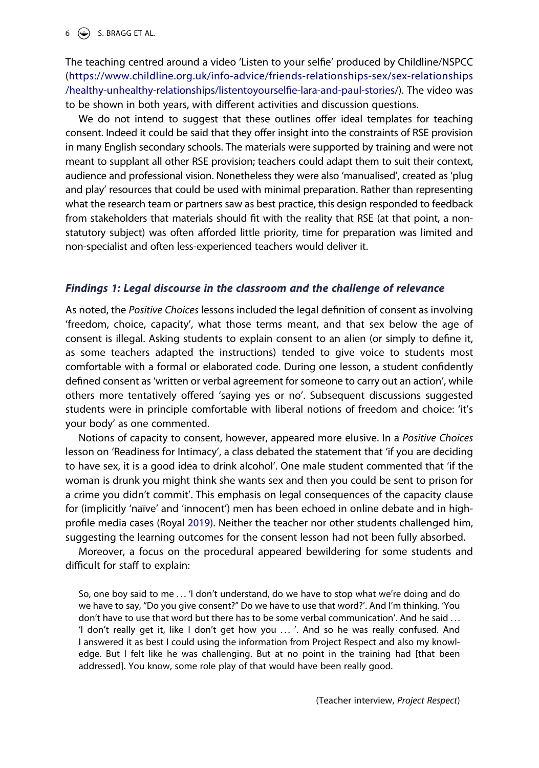The teaching centred around a video 'Listen to your selfie' produced by Childline/NSPCC (https://www.childline.org.uk/info-advice/friends-relationships-sex/sex-relationships/healthy-unhealthy-relationships/listentoyourselfie-lara-and-paul-stories/). The video was to be shown in both years, with different activities and discussion questions.

We do not intend to suggest that these outlines offer ideal templates for teaching consent. Indeed it could be said that they offer insight into the constraints of RSE provision in many English secondary schools. The materials were supported by training and were not meant to supplant all other RSE provision; teachers could adapt them to suit their context, audience and professional vision. Nonetheless they were also 'manualised', created as 'plug and play' resources that could be used with minimal preparation. Rather than representing what the research team or partners saw as best practice, this design responded to feedback from stakeholders that materials should fit with the reality that RSE (at that point, a non-statutory subject) was often afforded little priority, time for preparation was limited and non-specialist and often less-experienced teachers would deliver it.

### *Findings 1: Legal discourse in the classroom and the challenge of relevance*

As noted, the *Positive Choices* lessons included the legal definition of consent as involving 'freedom, choice, capacity', what those terms meant, and that sex below the age of consent is illegal. Asking students to explain consent to an alien (or simply to define it, as some teachers adapted the instructions) tended to give voice to students most comfortable with a formal or elaborated code. During one lesson, a student confidently defined consent as 'written or verbal agreement for someone to carry out an action', while others more tentatively offered 'saying yes or no'. Subsequent discussions suggested students were in principle comfortable with liberal notions of freedom and choice: 'it's your body' as one commented.

Notions of capacity to consent, however, appeared more elusive. In a *Positive Choices* lesson on 'Readiness for Intimacy', a class debated the statement that 'if you are deciding to have sex, it is a good idea to drink alcohol'. One male student commented that 'if the woman is drunk you might think she wants sex and then you could be sent to prison for a crime you didn't commit'. This emphasis on legal consequences of the capacity clause for (implicitly 'naïve' and 'innocent') men has been echoed in online debate and in high-profile media cases (Royal 2019). Neither the teacher nor other students challenged him, suggesting the learning outcomes for the consent lesson had not been fully absorbed.

Moreover, a focus on the procedural appeared bewildering for some students and difficult for staff to explain:

> So, one boy said to me … 'I don't understand, do we have to stop what we're doing and do we have to say, "Do you give consent?" Do we have to use that word?'. And I'm thinking. 'You don't have to use that word but there has to be some verbal communication'. And he said … 'I don't really get it, like I don't get how you … '. And so he was really confused. And I answered it as best I could using the information from Project Respect and also my knowledge. But I felt like he was challenging. But at no point in the training had [that been addressed]. You know, some role play of that would have been really good.
>
> (Teacher interview, *Project Respect*)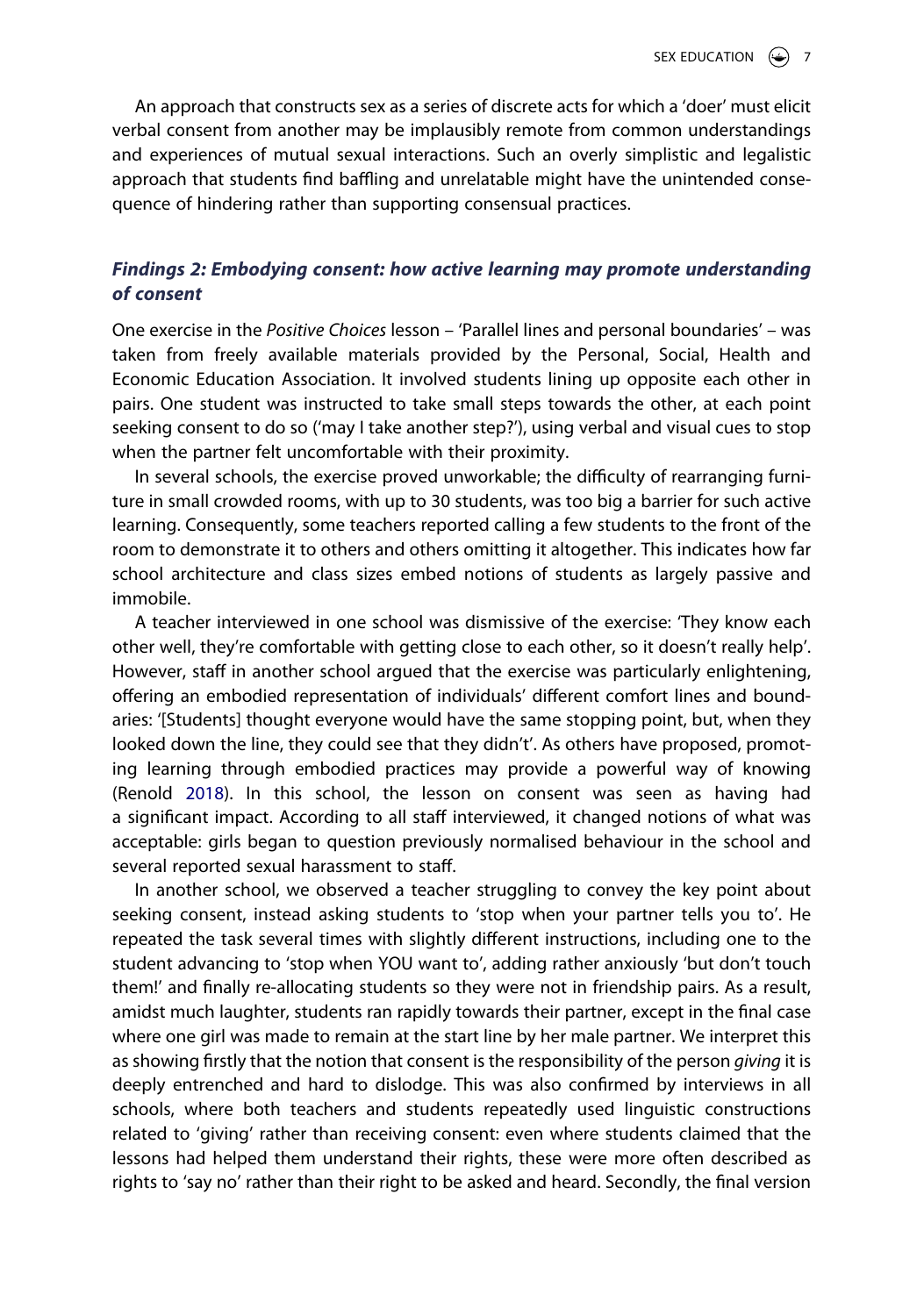An approach that constructs sex as a series of discrete acts for which a 'doer' must elicit verbal consent from another may be implausibly remote from common understandings and experiences of mutual sexual interactions. Such an overly simplistic and legalistic approach that students find baffling and unrelatable might have the unintended consequence of hindering rather than supporting consensual practices.

## *Findings 2: Embodying consent: how active learning may promote understanding of consent*

One exercise in the *Positive Choices* lesson – 'Parallel lines and personal boundaries' – was taken from freely available materials provided by the Personal, Social, Health and Economic Education Association. It involved students lining up opposite each other in pairs. One student was instructed to take small steps towards the other, at each point seeking consent to do so ('may I take another step?'), using verbal and visual cues to stop when the partner felt uncomfortable with their proximity.

In several schools, the exercise proved unworkable; the difficulty of rearranging furniture in small crowded rooms, with up to 30 students, was too big a barrier for such active learning. Consequently, some teachers reported calling a few students to the front of the room to demonstrate it to others and others omitting it altogether. This indicates how far school architecture and class sizes embed notions of students as largely passive and immobile.

A teacher interviewed in one school was dismissive of the exercise: 'They know each other well, they're comfortable with getting close to each other, so it doesn't really help'. However, staff in another school argued that the exercise was particularly enlightening, offering an embodied representation of individuals' different comfort lines and boundaries: '[Students] thought everyone would have the same stopping point, but, when they looked down the line, they could see that they didn't'. As others have proposed, promoting learning through embodied practices may provide a powerful way of knowing (Renold 2018). In this school, the lesson on consent was seen as having had a significant impact. According to all staff interviewed, it changed notions of what was acceptable: girls began to question previously normalised behaviour in the school and several reported sexual harassment to staff.

In another school, we observed a teacher struggling to convey the key point about seeking consent, instead asking students to 'stop when your partner tells you to'. He repeated the task several times with slightly different instructions, including one to the student advancing to 'stop when YOU want to', adding rather anxiously 'but don't touch them!' and finally re-allocating students so they were not in friendship pairs. As a result, amidst much laughter, students ran rapidly towards their partner, except in the final case where one girl was made to remain at the start line by her male partner. We interpret this as showing firstly that the notion that consent is the responsibility of the person *giving* it is deeply entrenched and hard to dislodge. This was also confirmed by interviews in all schools, where both teachers and students repeatedly used linguistic constructions related to 'giving' rather than receiving consent: even where students claimed that the lessons had helped them understand their rights, these were more often described as rights to 'say no' rather than their right to be asked and heard. Secondly, the final version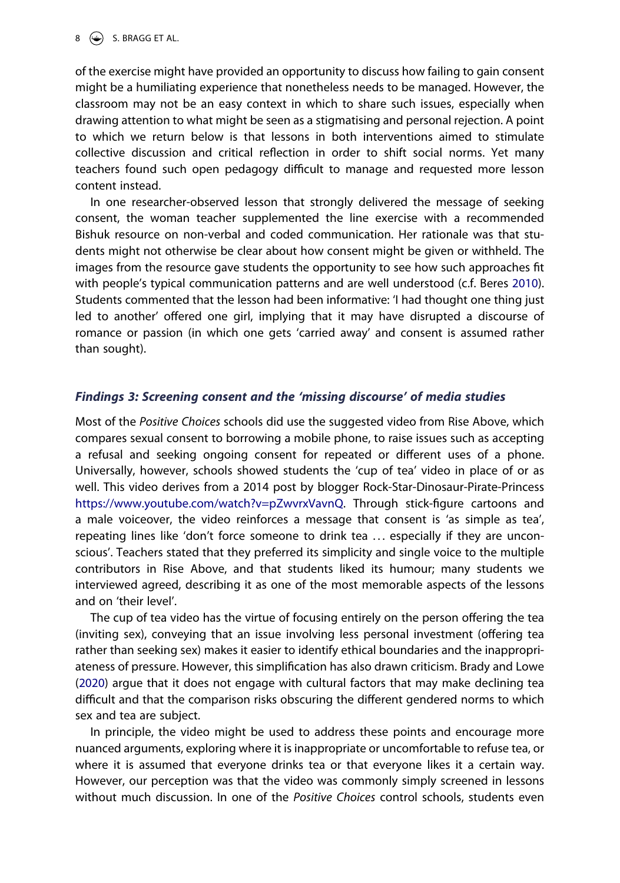of the exercise might have provided an opportunity to discuss how failing to gain consent might be a humiliating experience that nonetheless needs to be managed. However, the classroom may not be an easy context in which to share such issues, especially when drawing attention to what might be seen as a stigmatising and personal rejection. A point to which we return below is that lessons in both interventions aimed to stimulate collective discussion and critical reflection in order to shift social norms. Yet many teachers found such open pedagogy difficult to manage and requested more lesson content instead.

In one researcher-observed lesson that strongly delivered the message of seeking consent, the woman teacher supplemented the line exercise with a recommended Bishuk resource on non-verbal and coded communication. Her rationale was that students might not otherwise be clear about how consent might be given or withheld. The images from the resource gave students the opportunity to see how such approaches fit with people's typical communication patterns and are well understood (c.f. Beres 2010). Students commented that the lesson had been informative: 'I had thought one thing just led to another' offered one girl, implying that it may have disrupted a discourse of romance or passion (in which one gets 'carried away' and consent is assumed rather than sought).

### *Findings 3: Screening consent and the 'missing discourse' of media studies*

Most of the *Positive Choices* schools did use the suggested video from Rise Above, which compares sexual consent to borrowing a mobile phone, to raise issues such as accepting a refusal and seeking ongoing consent for repeated or different uses of a phone. Universally, however, schools showed students the 'cup of tea' video in place of or as well. This video derives from a 2014 post by blogger Rock-Star-Dinosaur-Pirate-Princess https://www.youtube.com/watch?v=pZwvrxVavnQ. Through stick-figure cartoons and a male voiceover, the video reinforces a message that consent is 'as simple as tea', repeating lines like 'don't force someone to drink tea … especially if they are unconscious'. Teachers stated that they preferred its simplicity and single voice to the multiple contributors in Rise Above, and that students liked its humour; many students we interviewed agreed, describing it as one of the most memorable aspects of the lessons and on 'their level'.

The cup of tea video has the virtue of focusing entirely on the person offering the tea (inviting sex), conveying that an issue involving less personal investment (offering tea rather than seeking sex) makes it easier to identify ethical boundaries and the inappropriateness of pressure. However, this simplification has also drawn criticism. Brady and Lowe (2020) argue that it does not engage with cultural factors that may make declining tea difficult and that the comparison risks obscuring the different gendered norms to which sex and tea are subject.

In principle, the video might be used to address these points and encourage more nuanced arguments, exploring where it is inappropriate or uncomfortable to refuse tea, or where it is assumed that everyone drinks tea or that everyone likes it a certain way. However, our perception was that the video was commonly simply screened in lessons without much discussion. In one of the *Positive Choices* control schools, students even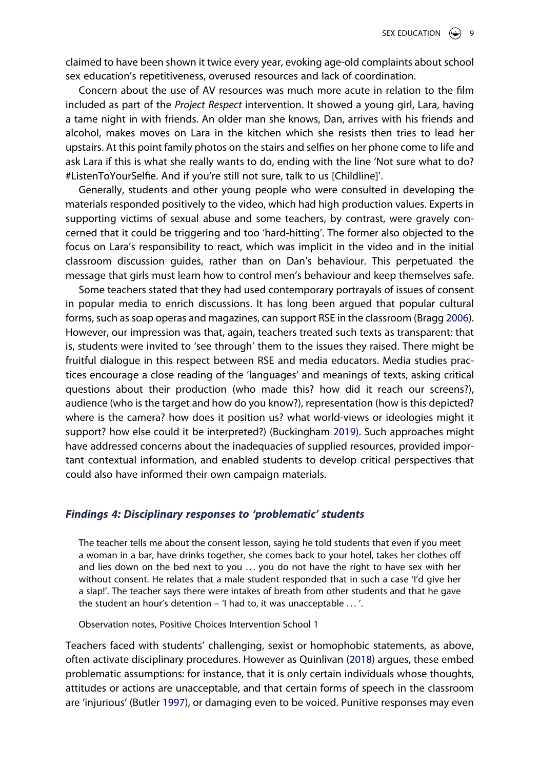claimed to have been shown it twice every year, evoking age-old complaints about school sex education's repetitiveness, overused resources and lack of coordination.

Concern about the use of AV resources was much more acute in relation to the film included as part of the *Project Respect* intervention. It showed a young girl, Lara, having a tame night in with friends. An older man she knows, Dan, arrives with his friends and alcohol, makes moves on Lara in the kitchen which she resists then tries to lead her upstairs. At this point family photos on the stairs and selfies on her phone come to life and ask Lara if this is what she really wants to do, ending with the line 'Not sure what to do? #ListenToYourSelfie. And if you're still not sure, talk to us [Childline]'.

Generally, students and other young people who were consulted in developing the materials responded positively to the video, which had high production values. Experts in supporting victims of sexual abuse and some teachers, by contrast, were gravely concerned that it could be triggering and too 'hard-hitting'. The former also objected to the focus on Lara's responsibility to react, which was implicit in the video and in the initial classroom discussion guides, rather than on Dan's behaviour. This perpetuated the message that girls must learn how to control men's behaviour and keep themselves safe.

Some teachers stated that they had used contemporary portrayals of issues of consent in popular media to enrich discussions. It has long been argued that popular cultural forms, such as soap operas and magazines, can support RSE in the classroom (Bragg 2006). However, our impression was that, again, teachers treated such texts as transparent: that is, students were invited to 'see through' them to the issues they raised. There might be fruitful dialogue in this respect between RSE and media educators. Media studies practices encourage a close reading of the 'languages' and meanings of texts, asking critical questions about their production (who made this? how did it reach our screens?), audience (who is the target and how do you know?), representation (how is this depicted? where is the camera? how does it position us? what world-views or ideologies might it support? how else could it be interpreted?) (Buckingham 2019). Such approaches might have addressed concerns about the inadequacies of supplied resources, provided important contextual information, and enabled students to develop critical perspectives that could also have informed their own campaign materials.

### *Findings 4: Disciplinary responses to 'problematic' students*

> The teacher tells me about the consent lesson, saying he told students that even if you meet a woman in a bar, have drinks together, she comes back to your hotel, takes her clothes off and lies down on the bed next to you … you do not have the right to have sex with her without consent. He relates that a male student responded that in such a case 'I'd give her a slap!'. The teacher says there were intakes of breath from other students and that he gave the student an hour's detention – 'I had to, it was unacceptable … '.
>
> Observation notes, Positive Choices Intervention School 1

Teachers faced with students' challenging, sexist or homophobic statements, as above, often activate disciplinary procedures. However as Quinlivan (2018) argues, these embed problematic assumptions: for instance, that it is only certain individuals whose thoughts, attitudes or actions are unacceptable, and that certain forms of speech in the classroom are 'injurious' (Butler 1997), or damaging even to be voiced. Punitive responses may even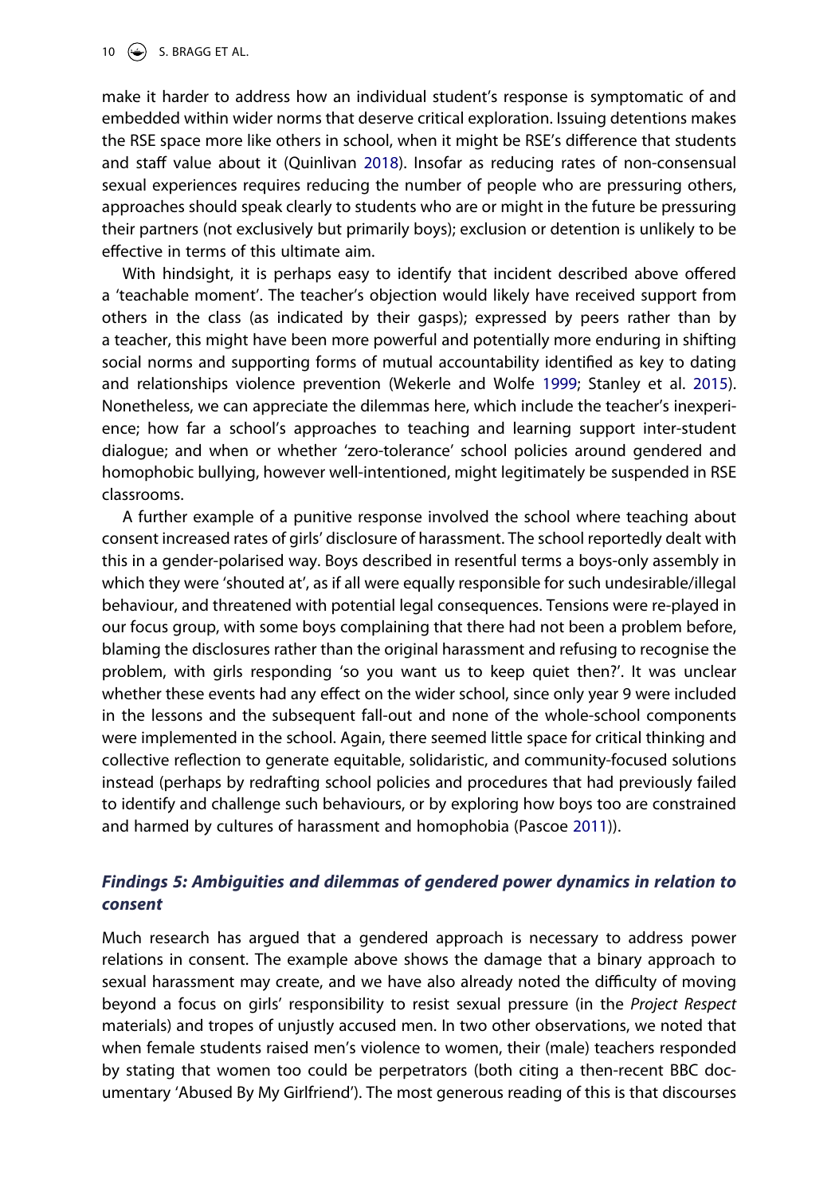make it harder to address how an individual student's response is symptomatic of and embedded within wider norms that deserve critical exploration. Issuing detentions makes the RSE space more like others in school, when it might be RSE's difference that students and staff value about it (Quinlivan 2018). Insofar as reducing rates of non-consensual sexual experiences requires reducing the number of people who are pressuring others, approaches should speak clearly to students who are or might in the future be pressuring their partners (not exclusively but primarily boys); exclusion or detention is unlikely to be effective in terms of this ultimate aim.

With hindsight, it is perhaps easy to identify that incident described above offered a 'teachable moment'. The teacher's objection would likely have received support from others in the class (as indicated by their gasps); expressed by peers rather than by a teacher, this might have been more powerful and potentially more enduring in shifting social norms and supporting forms of mutual accountability identified as key to dating and relationships violence prevention (Wekerle and Wolfe 1999; Stanley et al. 2015). Nonetheless, we can appreciate the dilemmas here, which include the teacher's inexperience; how far a school's approaches to teaching and learning support inter-student dialogue; and when or whether 'zero-tolerance' school policies around gendered and homophobic bullying, however well-intentioned, might legitimately be suspended in RSE classrooms.

A further example of a punitive response involved the school where teaching about consent increased rates of girls' disclosure of harassment. The school reportedly dealt with this in a gender-polarised way. Boys described in resentful terms a boys-only assembly in which they were 'shouted at', as if all were equally responsible for such undesirable/illegal behaviour, and threatened with potential legal consequences. Tensions were re-played in our focus group, with some boys complaining that there had not been a problem before, blaming the disclosures rather than the original harassment and refusing to recognise the problem, with girls responding 'so you want us to keep quiet then?'. It was unclear whether these events had any effect on the wider school, since only year 9 were included in the lessons and the subsequent fall-out and none of the whole-school components were implemented in the school. Again, there seemed little space for critical thinking and collective reflection to generate equitable, solidaristic, and community-focused solutions instead (perhaps by redrafting school policies and procedures that had previously failed to identify and challenge such behaviours, or by exploring how boys too are constrained and harmed by cultures of harassment and homophobia (Pascoe 2011)).

### *Findings 5: Ambiguities and dilemmas of gendered power dynamics in relation to consent*

Much research has argued that a gendered approach is necessary to address power relations in consent. The example above shows the damage that a binary approach to sexual harassment may create, and we have also already noted the difficulty of moving beyond a focus on girls' responsibility to resist sexual pressure (in the *Project Respect* materials) and tropes of unjustly accused men. In two other observations, we noted that when female students raised men's violence to women, their (male) teachers responded by stating that women too could be perpetrators (both citing a then-recent BBC documentary 'Abused By My Girlfriend'). The most generous reading of this is that discourses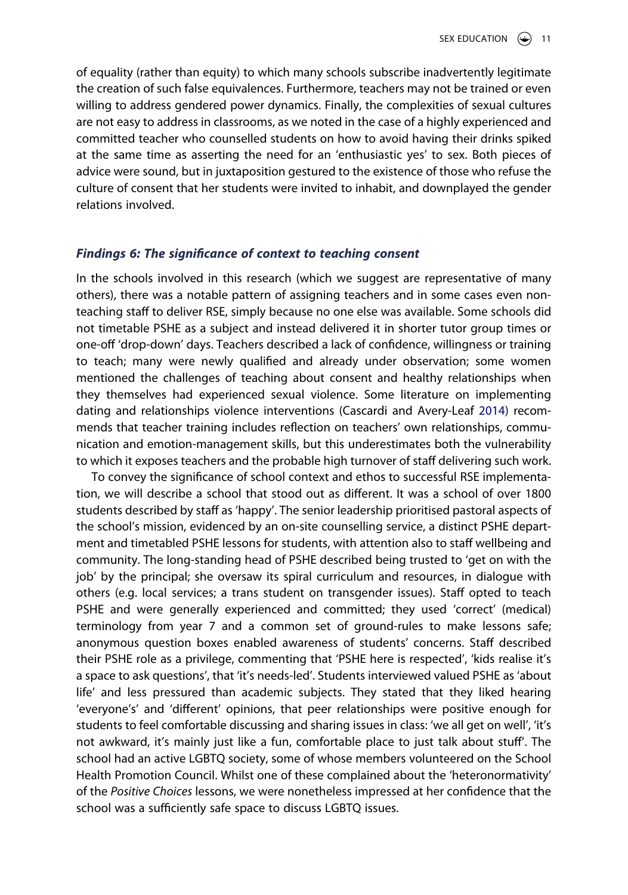of equality (rather than equity) to which many schools subscribe inadvertently legitimate the creation of such false equivalences. Furthermore, teachers may not be trained or even willing to address gendered power dynamics. Finally, the complexities of sexual cultures are not easy to address in classrooms, as we noted in the case of a highly experienced and committed teacher who counselled students on how to avoid having their drinks spiked at the same time as asserting the need for an 'enthusiastic yes' to sex. Both pieces of advice were sound, but in juxtaposition gestured to the existence of those who refuse the culture of consent that her students were invited to inhabit, and downplayed the gender relations involved.

### *Findings 6: The significance of context to teaching consent*

In the schools involved in this research (which we suggest are representative of many others), there was a notable pattern of assigning teachers and in some cases even non-teaching staff to deliver RSE, simply because no one else was available. Some schools did not timetable PSHE as a subject and instead delivered it in shorter tutor group times or one-off 'drop-down' days. Teachers described a lack of confidence, willingness or training to teach; many were newly qualified and already under observation; some women mentioned the challenges of teaching about consent and healthy relationships when they themselves had experienced sexual violence. Some literature on implementing dating and relationships violence interventions (Cascardi and Avery-Leaf 2014) recommends that teacher training includes reflection on teachers' own relationships, communication and emotion-management skills, but this underestimates both the vulnerability to which it exposes teachers and the probable high turnover of staff delivering such work.

To convey the significance of school context and ethos to successful RSE implementation, we will describe a school that stood out as different. It was a school of over 1800 students described by staff as 'happy'. The senior leadership prioritised pastoral aspects of the school's mission, evidenced by an on-site counselling service, a distinct PSHE department and timetabled PSHE lessons for students, with attention also to staff wellbeing and community. The long-standing head of PSHE described being trusted to 'get on with the job' by the principal; she oversaw its spiral curriculum and resources, in dialogue with others (e.g. local services; a trans student on transgender issues). Staff opted to teach PSHE and were generally experienced and committed; they used 'correct' (medical) terminology from year 7 and a common set of ground-rules to make lessons safe; anonymous question boxes enabled awareness of students' concerns. Staff described their PSHE role as a privilege, commenting that 'PSHE here is respected', 'kids realise it's a space to ask questions', that 'it's needs-led'. Students interviewed valued PSHE as 'about life' and less pressured than academic subjects. They stated that they liked hearing 'everyone's' and 'different' opinions, that peer relationships were positive enough for students to feel comfortable discussing and sharing issues in class: 'we all get on well', 'it's not awkward, it's mainly just like a fun, comfortable place to just talk about stuff'. The school had an active LGBTQ society, some of whose members volunteered on the School Health Promotion Council. Whilst one of these complained about the 'heteronormativity' of the *Positive Choices* lessons, we were nonetheless impressed at her confidence that the school was a sufficiently safe space to discuss LGBTQ issues.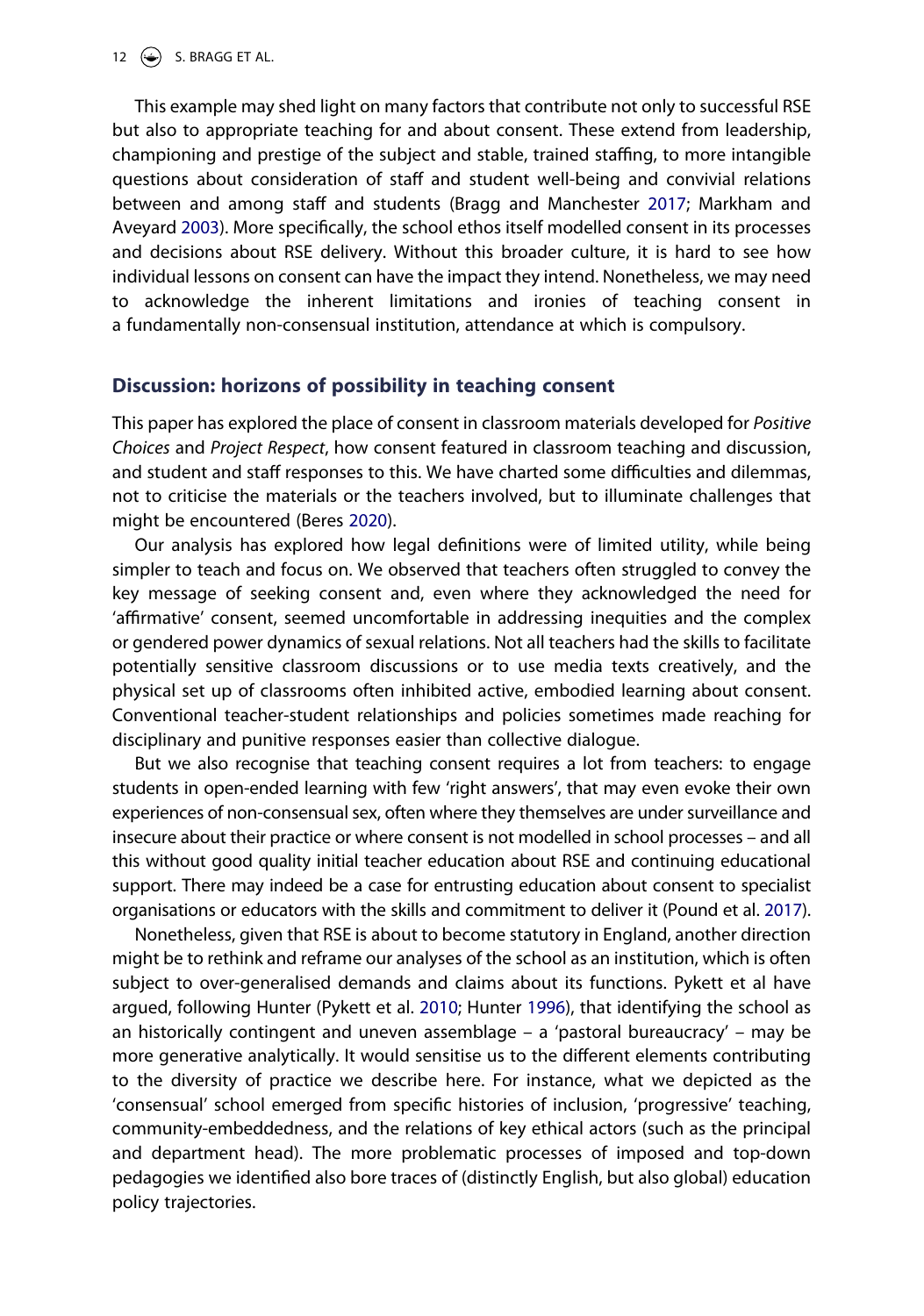This example may shed light on many factors that contribute not only to successful RSE but also to appropriate teaching for and about consent. These extend from leadership, championing and prestige of the subject and stable, trained staffing, to more intangible questions about consideration of staff and student well-being and convivial relations between and among staff and students (Bragg and Manchester 2017; Markham and Aveyard 2003). More specifically, the school ethos itself modelled consent in its processes and decisions about RSE delivery. Without this broader culture, it is hard to see how individual lessons on consent can have the impact they intend. Nonetheless, we may need to acknowledge the inherent limitations and ironies of teaching consent in a fundamentally non-consensual institution, attendance at which is compulsory.

## Discussion: horizons of possibility in teaching consent

This paper has explored the place of consent in classroom materials developed for *Positive Choices* and *Project Respect*, how consent featured in classroom teaching and discussion, and student and staff responses to this. We have charted some difficulties and dilemmas, not to criticise the materials or the teachers involved, but to illuminate challenges that might be encountered (Beres 2020).

Our analysis has explored how legal definitions were of limited utility, while being simpler to teach and focus on. We observed that teachers often struggled to convey the key message of seeking consent and, even where they acknowledged the need for 'affirmative' consent, seemed uncomfortable in addressing inequities and the complex or gendered power dynamics of sexual relations. Not all teachers had the skills to facilitate potentially sensitive classroom discussions or to use media texts creatively, and the physical set up of classrooms often inhibited active, embodied learning about consent. Conventional teacher-student relationships and policies sometimes made reaching for disciplinary and punitive responses easier than collective dialogue.

But we also recognise that teaching consent requires a lot from teachers: to engage students in open-ended learning with few 'right answers', that may even evoke their own experiences of non-consensual sex, often where they themselves are under surveillance and insecure about their practice or where consent is not modelled in school processes – and all this without good quality initial teacher education about RSE and continuing educational support. There may indeed be a case for entrusting education about consent to specialist organisations or educators with the skills and commitment to deliver it (Pound et al. 2017).

Nonetheless, given that RSE is about to become statutory in England, another direction might be to rethink and reframe our analyses of the school as an institution, which is often subject to over-generalised demands and claims about its functions. Pykett et al have argued, following Hunter (Pykett et al. 2010; Hunter 1996), that identifying the school as an historically contingent and uneven assemblage – a 'pastoral bureaucracy' – may be more generative analytically. It would sensitise us to the different elements contributing to the diversity of practice we describe here. For instance, what we depicted as the 'consensual' school emerged from specific histories of inclusion, 'progressive' teaching, community-embeddedness, and the relations of key ethical actors (such as the principal and department head). The more problematic processes of imposed and top-down pedagogies we identified also bore traces of (distinctly English, but also global) education policy trajectories.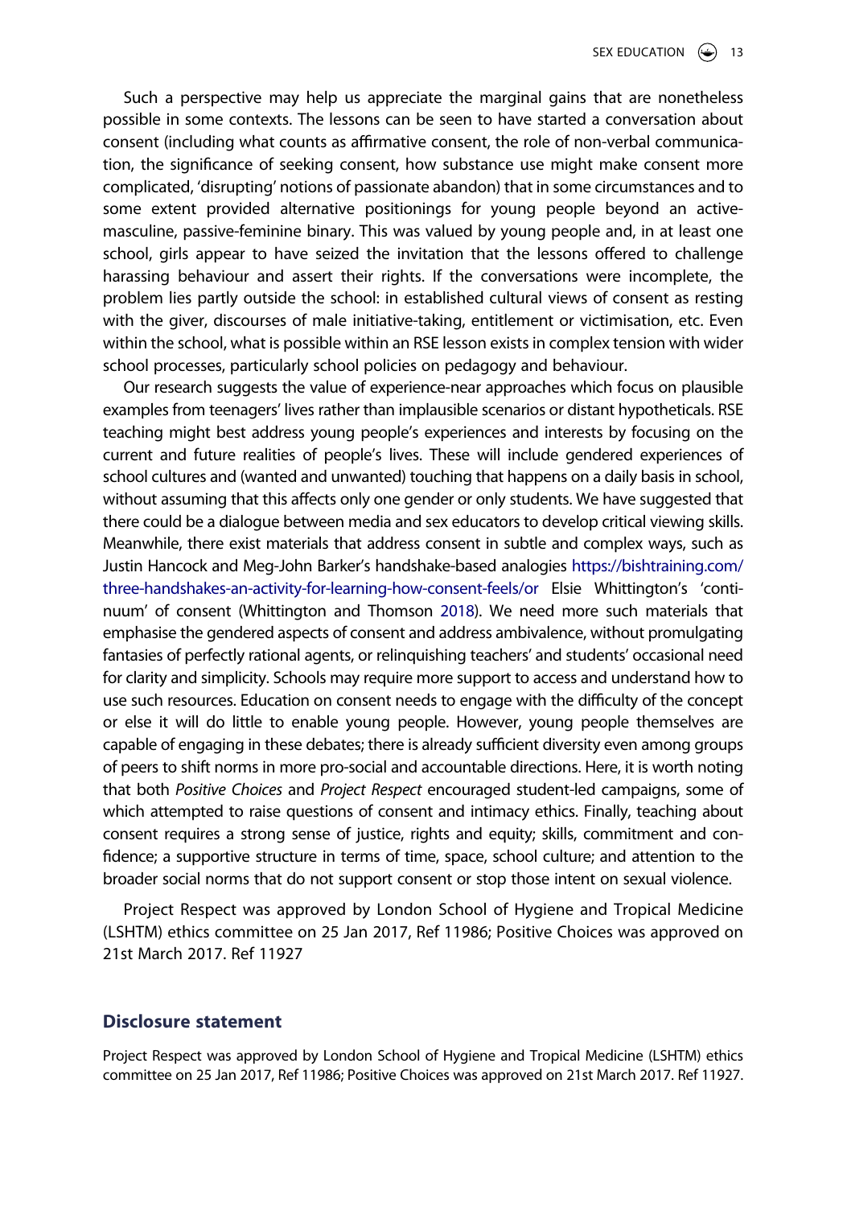Such a perspective may help us appreciate the marginal gains that are nonetheless possible in some contexts. The lessons can be seen to have started a conversation about consent (including what counts as affirmative consent, the role of non-verbal communication, the significance of seeking consent, how substance use might make consent more complicated, 'disrupting' notions of passionate abandon) that in some circumstances and to some extent provided alternative positionings for young people beyond an active-masculine, passive-feminine binary. This was valued by young people and, in at least one school, girls appear to have seized the invitation that the lessons offered to challenge harassing behaviour and assert their rights. If the conversations were incomplete, the problem lies partly outside the school: in established cultural views of consent as resting with the giver, discourses of male initiative-taking, entitlement or victimisation, etc. Even within the school, what is possible within an RSE lesson exists in complex tension with wider school processes, particularly school policies on pedagogy and behaviour.

Our research suggests the value of experience-near approaches which focus on plausible examples from teenagers' lives rather than implausible scenarios or distant hypotheticals. RSE teaching might best address young people's experiences and interests by focusing on the current and future realities of people's lives. These will include gendered experiences of school cultures and (wanted and unwanted) touching that happens on a daily basis in school, without assuming that this affects only one gender or only students. We have suggested that there could be a dialogue between media and sex educators to develop critical viewing skills. Meanwhile, there exist materials that address consent in subtle and complex ways, such as Justin Hancock and Meg-John Barker's handshake-based analogies https://bishtraining.com/three-handshakes-an-activity-for-learning-how-consent-feels/or Elsie Whittington's 'continuum' of consent (Whittington and Thomson 2018). We need more such materials that emphasise the gendered aspects of consent and address ambivalence, without promulgating fantasies of perfectly rational agents, or relinquishing teachers' and students' occasional need for clarity and simplicity. Schools may require more support to access and understand how to use such resources. Education on consent needs to engage with the difficulty of the concept or else it will do little to enable young people. However, young people themselves are capable of engaging in these debates; there is already sufficient diversity even among groups of peers to shift norms in more pro-social and accountable directions. Here, it is worth noting that both *Positive Choices* and *Project Respect* encouraged student-led campaigns, some of which attempted to raise questions of consent and intimacy ethics. Finally, teaching about consent requires a strong sense of justice, rights and equity; skills, commitment and confidence; a supportive structure in terms of time, space, school culture; and attention to the broader social norms that do not support consent or stop those intent on sexual violence.

Project Respect was approved by London School of Hygiene and Tropical Medicine (LSHTM) ethics committee on 25 Jan 2017, Ref 11986; Positive Choices was approved on 21st March 2017. Ref 11927

## Disclosure statement

Project Respect was approved by London School of Hygiene and Tropical Medicine (LSHTM) ethics committee on 25 Jan 2017, Ref 11986; Positive Choices was approved on 21st March 2017. Ref 11927.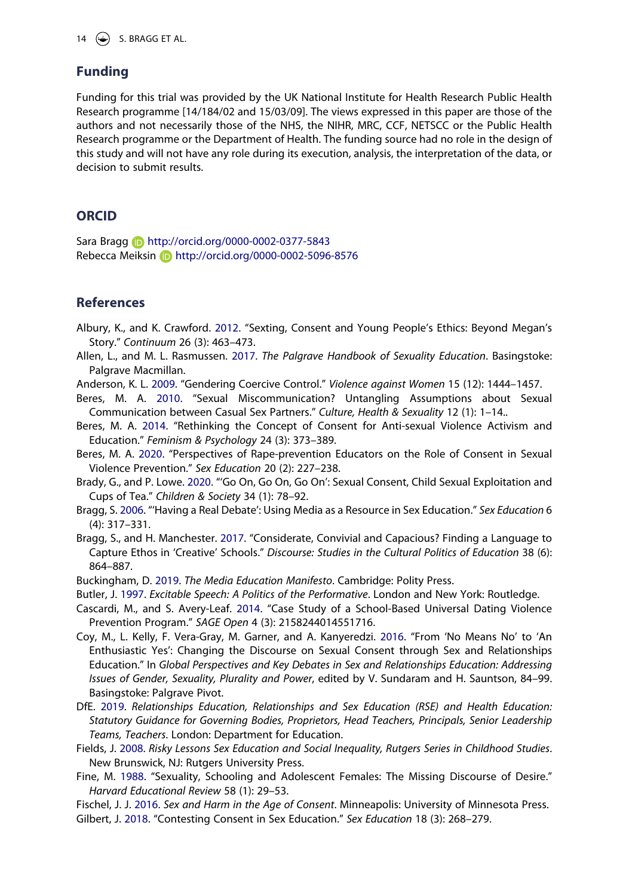## Funding

Funding for this trial was provided by the UK National Institute for Health Research Public Health Research programme [14/184/02 and 15/03/09]. The views expressed in this paper are those of the authors and not necessarily those of the NHS, the NIHR, MRC, CCF, NETSCC or the Public Health Research programme or the Department of Health. The funding source had no role in the design of this study and will not have any role during its execution, analysis, the interpretation of the data, or decision to submit results.

## ORCID

Sara Bragg http://orcid.org/0000-0002-0377-5843
Rebecca Meiksin http://orcid.org/0000-0002-5096-8576

## References

Albury, K., and K. Crawford. 2012. "Sexting, Consent and Young People's Ethics: Beyond Megan's Story." *Continuum* 26 (3): 463–473.

Allen, L., and M. L. Rasmussen. 2017. *The Palgrave Handbook of Sexuality Education*. Basingstoke: Palgrave Macmillan.

Anderson, K. L. 2009. "Gendering Coercive Control." *Violence against Women* 15 (12): 1444–1457.

Beres, M. A. 2010. "Sexual Miscommunication? Untangling Assumptions about Sexual Communication between Casual Sex Partners." *Culture, Health & Sexuality* 12 (1): 1–14..

Beres, M. A. 2014. "Rethinking the Concept of Consent for Anti-sexual Violence Activism and Education." *Feminism & Psychology* 24 (3): 373–389.

Beres, M. A. 2020. "Perspectives of Rape-prevention Educators on the Role of Consent in Sexual Violence Prevention." *Sex Education* 20 (2): 227–238.

Brady, G., and P. Lowe. 2020. "'Go On, Go On, Go On': Sexual Consent, Child Sexual Exploitation and Cups of Tea." *Children & Society* 34 (1): 78–92.

Bragg, S. 2006. "'Having a Real Debate': Using Media as a Resource in Sex Education." *Sex Education* 6 (4): 317–331.

Bragg, S., and H. Manchester. 2017. "Considerate, Convivial and Capacious? Finding a Language to Capture Ethos in 'Creative' Schools." *Discourse: Studies in the Cultural Politics of Education* 38 (6): 864–887.

Buckingham, D. 2019. *The Media Education Manifesto*. Cambridge: Polity Press.

Butler, J. 1997. *Excitable Speech: A Politics of the Performative*. London and New York: Routledge.

Cascardi, M., and S. Avery-Leaf. 2014. "Case Study of a School-Based Universal Dating Violence Prevention Program." *SAGE Open* 4 (3): 2158244014551716.

Coy, M., L. Kelly, F. Vera-Gray, M. Garner, and A. Kanyeredzi. 2016. "From 'No Means No' to 'An Enthusiastic Yes': Changing the Discourse on Sexual Consent through Sex and Relationships Education." In *Global Perspectives and Key Debates in Sex and Relationships Education: Addressing Issues of Gender, Sexuality, Plurality and Power*, edited by V. Sundaram and H. Sauntson, 84–99. Basingstoke: Palgrave Pivot.

DfE. 2019. *Relationships Education, Relationships and Sex Education (RSE) and Health Education: Statutory Guidance for Governing Bodies, Proprietors, Head Teachers, Principals, Senior Leadership Teams, Teachers*. London: Department for Education.

Fields, J. 2008. *Risky Lessons Sex Education and Social Inequality, Rutgers Series in Childhood Studies*. New Brunswick, NJ: Rutgers University Press.

Fine, M. 1988. "Sexuality, Schooling and Adolescent Females: The Missing Discourse of Desire." *Harvard Educational Review* 58 (1): 29–53.

Fischel, J. J. 2016. *Sex and Harm in the Age of Consent*. Minneapolis: University of Minnesota Press.

Gilbert, J. 2018. "Contesting Consent in Sex Education." *Sex Education* 18 (3): 268–279.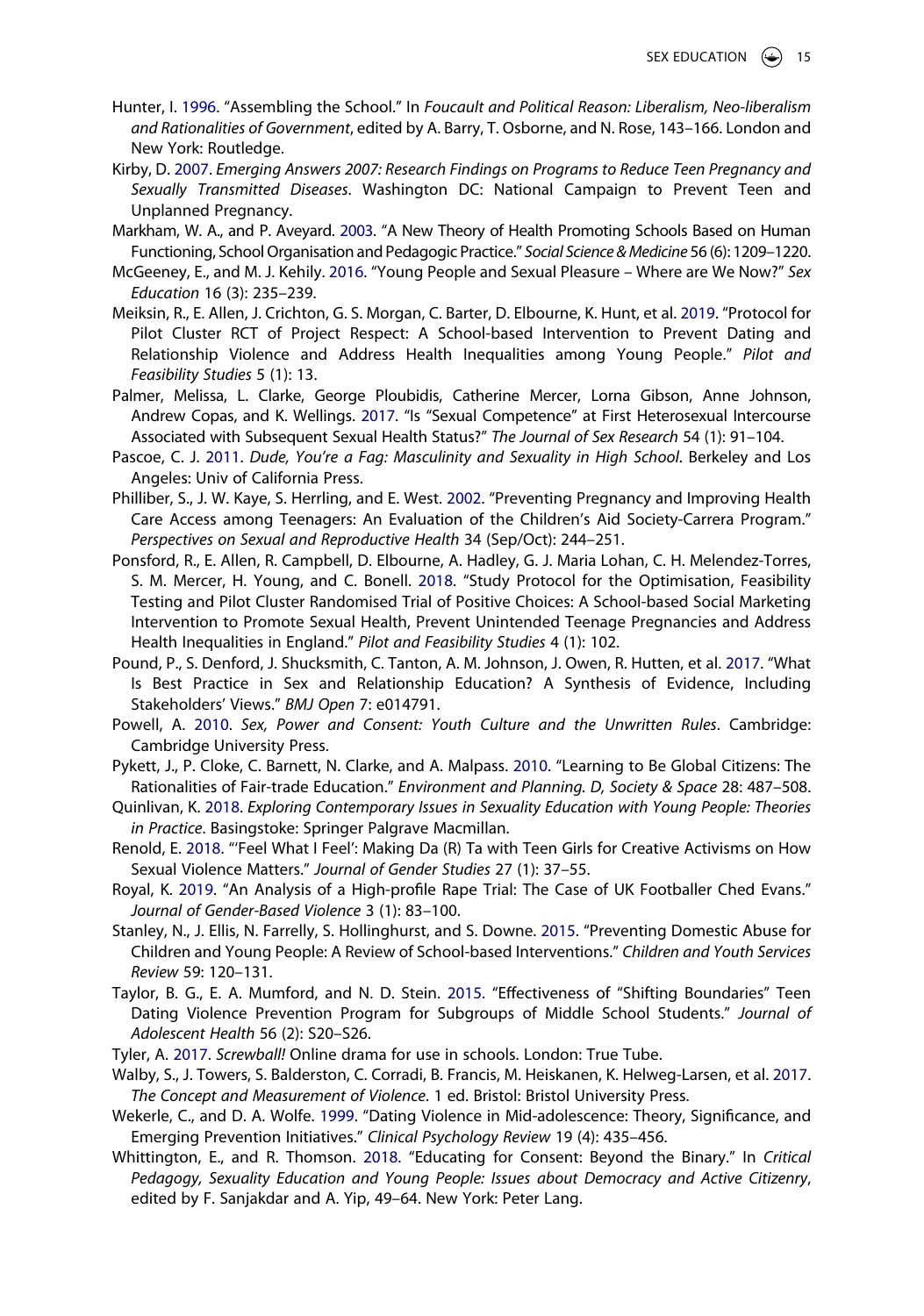Hunter, I. 1996. "Assembling the School." In *Foucault and Political Reason: Liberalism, Neo-liberalism and Rationalities of Government*, edited by A. Barry, T. Osborne, and N. Rose, 143–166. London and New York: Routledge.

Kirby, D. 2007. *Emerging Answers 2007: Research Findings on Programs to Reduce Teen Pregnancy and Sexually Transmitted Diseases*. Washington DC: National Campaign to Prevent Teen and Unplanned Pregnancy.

Markham, W. A., and P. Aveyard. 2003. "A New Theory of Health Promoting Schools Based on Human Functioning, School Organisation and Pedagogic Practice." *Social Science & Medicine* 56 (6): 1209–1220.

McGeeney, E., and M. J. Kehily. 2016. "Young People and Sexual Pleasure – Where are We Now?" *Sex Education* 16 (3): 235–239.

Meiksin, R., E. Allen, J. Crichton, G. S. Morgan, C. Barter, D. Elbourne, K. Hunt, et al. 2019. "Protocol for Pilot Cluster RCT of Project Respect: A School-based Intervention to Prevent Dating and Relationship Violence and Address Health Inequalities among Young People." *Pilot and Feasibility Studies* 5 (1): 13.

Palmer, Melissa, L. Clarke, George Ploubidis, Catherine Mercer, Lorna Gibson, Anne Johnson, Andrew Copas, and K. Wellings. 2017. "Is "Sexual Competence" at First Heterosexual Intercourse Associated with Subsequent Sexual Health Status?" *The Journal of Sex Research* 54 (1): 91–104.

Pascoe, C. J. 2011. *Dude, You're a Fag: Masculinity and Sexuality in High School*. Berkeley and Los Angeles: Univ of California Press.

Philliber, S., J. W. Kaye, S. Herrling, and E. West. 2002. "Preventing Pregnancy and Improving Health Care Access among Teenagers: An Evaluation of the Children's Aid Society-Carrera Program." *Perspectives on Sexual and Reproductive Health* 34 (Sep/Oct): 244–251.

Ponsford, R., E. Allen, R. Campbell, D. Elbourne, A. Hadley, G. J. Maria Lohan, C. H. Melendez-Torres, S. M. Mercer, H. Young, and C. Bonell. 2018. "Study Protocol for the Optimisation, Feasibility Testing and Pilot Cluster Randomised Trial of Positive Choices: A School-based Social Marketing Intervention to Promote Sexual Health, Prevent Unintended Teenage Pregnancies and Address Health Inequalities in England." *Pilot and Feasibility Studies* 4 (1): 102.

Pound, P., S. Denford, J. Shucksmith, C. Tanton, A. M. Johnson, J. Owen, R. Hutten, et al. 2017. "What Is Best Practice in Sex and Relationship Education? A Synthesis of Evidence, Including Stakeholders' Views." *BMJ Open* 7: e014791.

Powell, A. 2010. *Sex, Power and Consent: Youth Culture and the Unwritten Rules*. Cambridge: Cambridge University Press.

Pykett, J., P. Cloke, C. Barnett, N. Clarke, and A. Malpass. 2010. "Learning to Be Global Citizens: The Rationalities of Fair-trade Education." *Environment and Planning. D, Society & Space* 28: 487–508.

Quinlivan, K. 2018. *Exploring Contemporary Issues in Sexuality Education with Young People: Theories in Practice*. Basingstoke: Springer Palgrave Macmillan.

Renold, E. 2018. "'Feel What I Feel': Making Da (R) Ta with Teen Girls for Creative Activisms on How Sexual Violence Matters." *Journal of Gender Studies* 27 (1): 37–55.

Royal, K. 2019. "An Analysis of a High-profile Rape Trial: The Case of UK Footballer Ched Evans." *Journal of Gender-Based Violence* 3 (1): 83–100.

Stanley, N., J. Ellis, N. Farrelly, S. Hollinghurst, and S. Downe. 2015. "Preventing Domestic Abuse for Children and Young People: A Review of School-based Interventions." *Children and Youth Services Review* 59: 120–131.

Taylor, B. G., E. A. Mumford, and N. D. Stein. 2015. "Effectiveness of "Shifting Boundaries" Teen Dating Violence Prevention Program for Subgroups of Middle School Students." *Journal of Adolescent Health* 56 (2): S20–S26.

Tyler, A. 2017. *Screwball!* Online drama for use in schools. London: True Tube.

Walby, S., J. Towers, S. Balderston, C. Corradi, B. Francis, M. Heiskanen, K. Helweg-Larsen, et al. 2017. *The Concept and Measurement of Violence*. 1 ed. Bristol: Bristol University Press.

Wekerle, C., and D. A. Wolfe. 1999. "Dating Violence in Mid-adolescence: Theory, Significance, and Emerging Prevention Initiatives." *Clinical Psychology Review* 19 (4): 435–456.

Whittington, E., and R. Thomson. 2018. "Educating for Consent: Beyond the Binary." In *Critical Pedagogy, Sexuality Education and Young People: Issues about Democracy and Active Citizenry*, edited by F. Sanjakdar and A. Yip, 49–64. New York: Peter Lang.